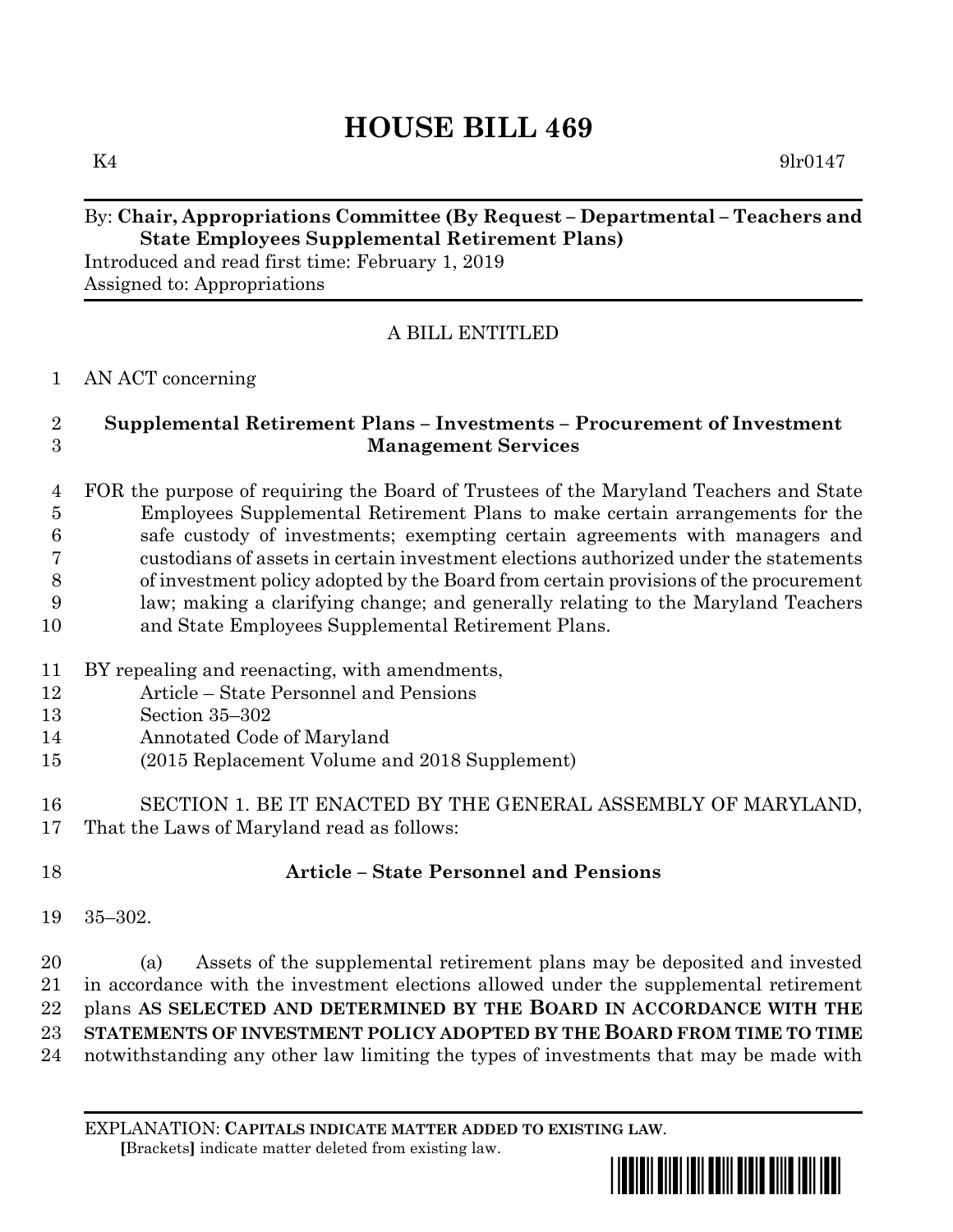# HOUSE BILL 469

K4 9lr0147

By: **Chair, Appropriations Committee (By Request – Departmental – Teachers and State Employees Supplemental Retirement Plans)**
Introduced and read first time: February 1, 2019
Assigned to: Appropriations

A BILL ENTITLED

AN ACT concerning

**Supplemental Retirement Plans – Investments – Procurement of Investment Management Services**

FOR the purpose of requiring the Board of Trustees of the Maryland Teachers and State Employees Supplemental Retirement Plans to make certain arrangements for the safe custody of investments; exempting certain agreements with managers and custodians of assets in certain investment elections authorized under the statements of investment policy adopted by the Board from certain provisions of the procurement law; making a clarifying change; and generally relating to the Maryland Teachers and State Employees Supplemental Retirement Plans.

BY repealing and reenacting, with amendments,
Article – State Personnel and Pensions
Section 35–302
Annotated Code of Maryland
(2015 Replacement Volume and 2018 Supplement)

SECTION 1. BE IT ENACTED BY THE GENERAL ASSEMBLY OF MARYLAND, That the Laws of Maryland read as follows:

**Article – State Personnel and Pensions**

35–302.

(a) Assets of the supplemental retirement plans may be deposited and invested in accordance with the investment elections allowed under the supplemental retirement plans **AS SELECTED AND DETERMINED BY THE BOARD IN ACCORDANCE WITH THE STATEMENTS OF INVESTMENT POLICY ADOPTED BY THE BOARD FROM TIME TO TIME** notwithstanding any other law limiting the types of investments that may be made with

EXPLANATION: **CAPITALS INDICATE MATTER ADDED TO EXISTING LAW**.
**[**Brackets**]** indicate matter deleted from existing law.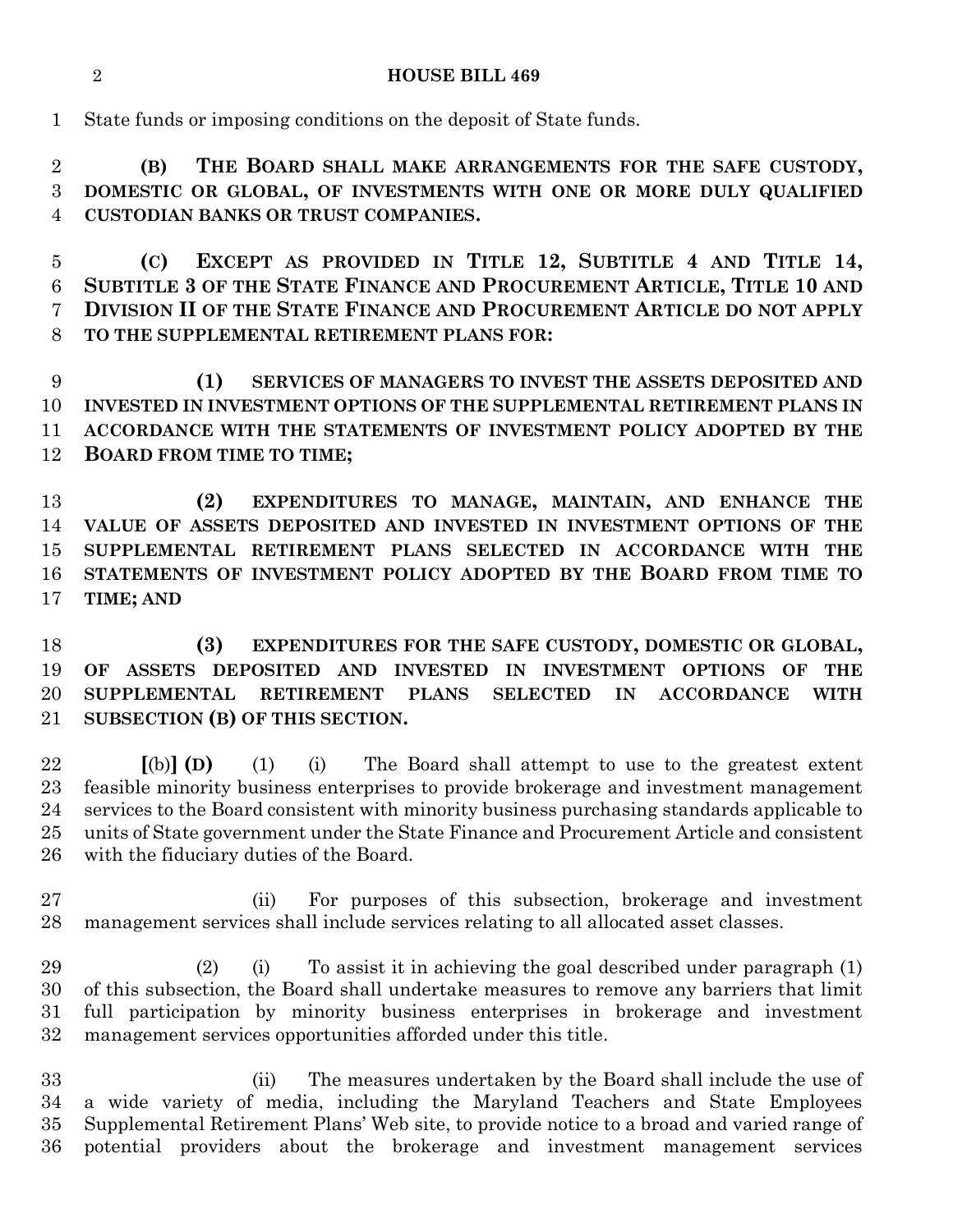State funds or imposing conditions on the deposit of State funds.

**(B) THE BOARD SHALL MAKE ARRANGEMENTS FOR THE SAFE CUSTODY, DOMESTIC OR GLOBAL, OF INVESTMENTS WITH ONE OR MORE DULY QUALIFIED CUSTODIAN BANKS OR TRUST COMPANIES.**

**(C) EXCEPT AS PROVIDED IN TITLE 12, SUBTITLE 4 AND TITLE 14, SUBTITLE 3 OF THE STATE FINANCE AND PROCUREMENT ARTICLE, TITLE 10 AND DIVISION II OF THE STATE FINANCE AND PROCUREMENT ARTICLE DO NOT APPLY TO THE SUPPLEMENTAL RETIREMENT PLANS FOR:**

**(1) SERVICES OF MANAGERS TO INVEST THE ASSETS DEPOSITED AND INVESTED IN INVESTMENT OPTIONS OF THE SUPPLEMENTAL RETIREMENT PLANS IN ACCORDANCE WITH THE STATEMENTS OF INVESTMENT POLICY ADOPTED BY THE BOARD FROM TIME TO TIME;**

**(2) EXPENDITURES TO MANAGE, MAINTAIN, AND ENHANCE THE VALUE OF ASSETS DEPOSITED AND INVESTED IN INVESTMENT OPTIONS OF THE SUPPLEMENTAL RETIREMENT PLANS SELECTED IN ACCORDANCE WITH THE STATEMENTS OF INVESTMENT POLICY ADOPTED BY THE BOARD FROM TIME TO TIME; AND**

**(3) EXPENDITURES FOR THE SAFE CUSTODY, DOMESTIC OR GLOBAL, OF ASSETS DEPOSITED AND INVESTED IN INVESTMENT OPTIONS OF THE SUPPLEMENTAL RETIREMENT PLANS SELECTED IN ACCORDANCE WITH SUBSECTION (B) OF THIS SECTION.**

**[**(b)**] (D)** (1) (i) The Board shall attempt to use to the greatest extent feasible minority business enterprises to provide brokerage and investment management services to the Board consistent with minority business purchasing standards applicable to units of State government under the State Finance and Procurement Article and consistent with the fiduciary duties of the Board.

(ii) For purposes of this subsection, brokerage and investment management services shall include services relating to all allocated asset classes.

(2) (i) To assist it in achieving the goal described under paragraph (1) of this subsection, the Board shall undertake measures to remove any barriers that limit full participation by minority business enterprises in brokerage and investment management services opportunities afforded under this title.

(ii) The measures undertaken by the Board shall include the use of a wide variety of media, including the Maryland Teachers and State Employees Supplemental Retirement Plans' Web site, to provide notice to a broad and varied range of potential providers about the brokerage and investment management services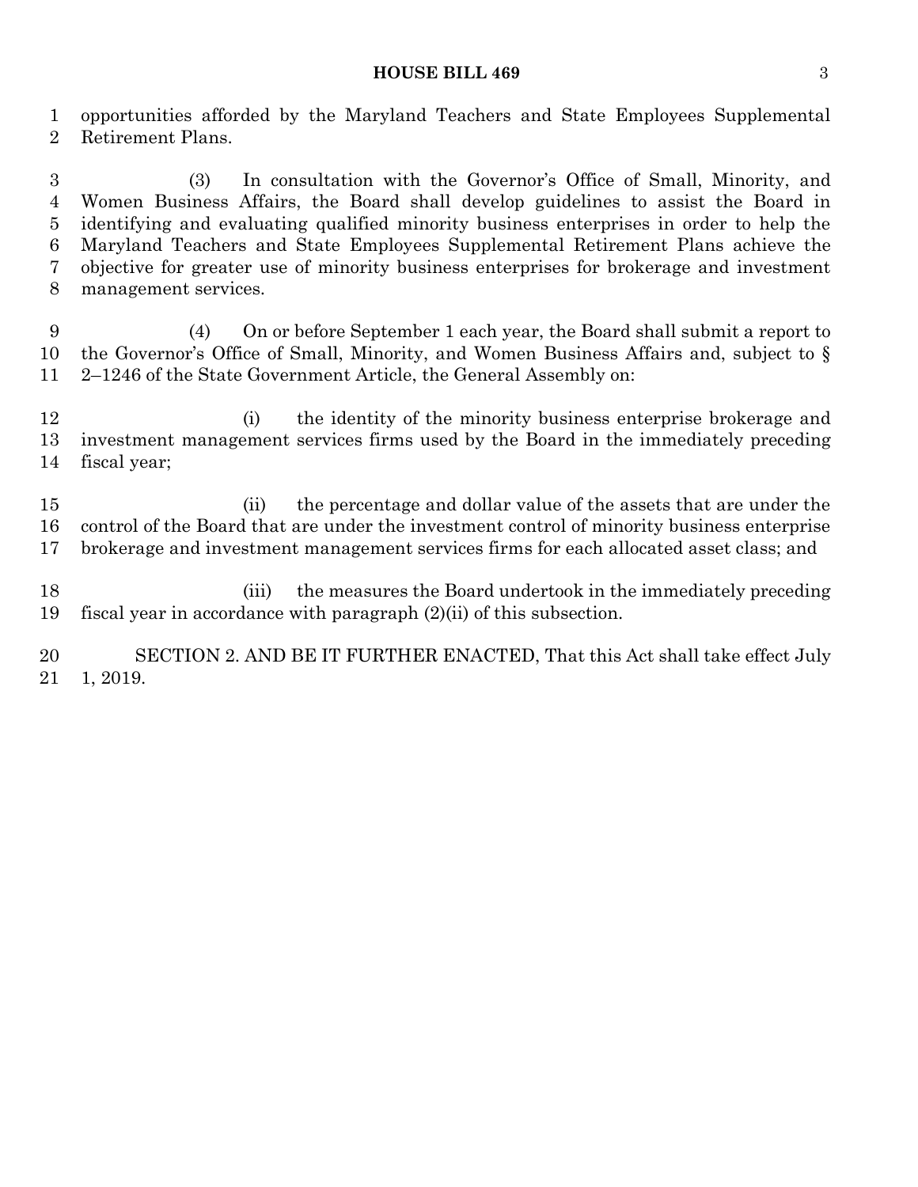opportunities afforded by the Maryland Teachers and State Employees Supplemental Retirement Plans.

(3) In consultation with the Governor's Office of Small, Minority, and Women Business Affairs, the Board shall develop guidelines to assist the Board in identifying and evaluating qualified minority business enterprises in order to help the Maryland Teachers and State Employees Supplemental Retirement Plans achieve the objective for greater use of minority business enterprises for brokerage and investment management services.

(4) On or before September 1 each year, the Board shall submit a report to the Governor's Office of Small, Minority, and Women Business Affairs and, subject to § 2–1246 of the State Government Article, the General Assembly on:

(i) the identity of the minority business enterprise brokerage and investment management services firms used by the Board in the immediately preceding fiscal year;

(ii) the percentage and dollar value of the assets that are under the control of the Board that are under the investment control of minority business enterprise brokerage and investment management services firms for each allocated asset class; and

(iii) the measures the Board undertook in the immediately preceding fiscal year in accordance with paragraph (2)(ii) of this subsection.

SECTION 2. AND BE IT FURTHER ENACTED, That this Act shall take effect July 1, 2019.